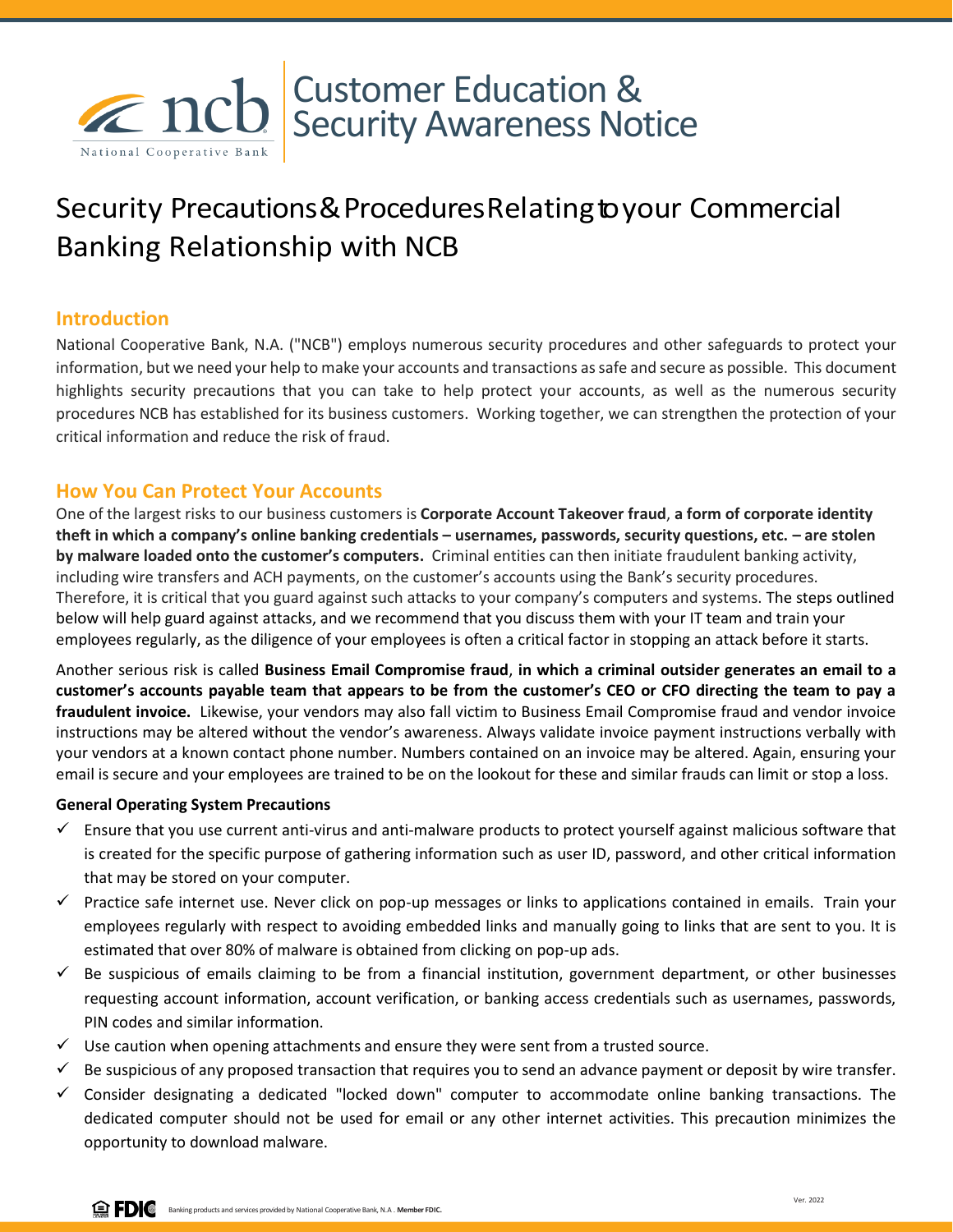# Customer Education & Security Awareness Notice

# Security Precautions & Procedures Relating to your Commercial Banking Relationship with NCB

## Introduction

National Cooperative Bank, N.A. ("NCB") employs numerous security procedures and other safeguards to protect your information, but we need your help to make your accounts and transactions as safe and secure as possible. This document highlights security precautions that you can take to help protect your accounts, as well as the numerous security procedures NCB has established for its business customers. Working together, we can strengthen the protection of your critical information and reduce the risk of fraud.

## How You Can Protect Your Accounts

One of the largest risks to our business customers is **Corporate Account Takeover fraud**, **a form of corporate identity theft in which a company's online banking credentials – usernames, passwords, security questions, etc. – are stolen by malware loaded onto the customer's computers.** Criminal entities can then initiate fraudulent banking activity, including wire transfers and ACH payments, on the customer's accounts using the Bank's security procedures. Therefore, it is critical that you guard against such attacks to your company's computers and systems. The steps outlined below will help guard against attacks, and we recommend that you discuss them with your IT team and train your employees regularly, as the diligence of your employees is often a critical factor in stopping an attack before it starts.

Another serious risk is called **Business Email Compromise fraud**, **in which a criminal outsider generates an email to a customer's accounts payable team that appears to be from the customer's CEO or CFO directing the team to pay a fraudulent invoice.** Likewise, your vendors may also fall victim to Business Email Compromise fraud and vendor invoice instructions may be altered without the vendor's awareness. Always validate invoice payment instructions verbally with your vendors at a known contact phone number. Numbers contained on an invoice may be altered. Again, ensuring your email is secure and your employees are trained to be on the lookout for these and similar frauds can limit or stop a loss.

### General Operating System Precautions

- ✓ Ensure that you use current anti-virus and anti-malware products to protect yourself against malicious software that is created for the specific purpose of gathering information such as user ID, password, and other critical information that may be stored on your computer.
- ✓ Practice safe internet use. Never click on pop-up messages or links to applications contained in emails. Train your employees regularly with respect to avoiding embedded links and manually going to links that are sent to you. It is estimated that over 80% of malware is obtained from clicking on pop-up ads.
- ✓ Be suspicious of emails claiming to be from a financial institution, government department, or other businesses requesting account information, account verification, or banking access credentials such as usernames, passwords, PIN codes and similar information.
- ✓ Use caution when opening attachments and ensure they were sent from a trusted source.
- ✓ Be suspicious of any proposed transaction that requires you to send an advance payment or deposit by wire transfer.
- ✓ Consider designating a dedicated "locked down" computer to accommodate online banking transactions. The dedicated computer should not be used for email or any other internet activities. This precaution minimizes the opportunity to download malware.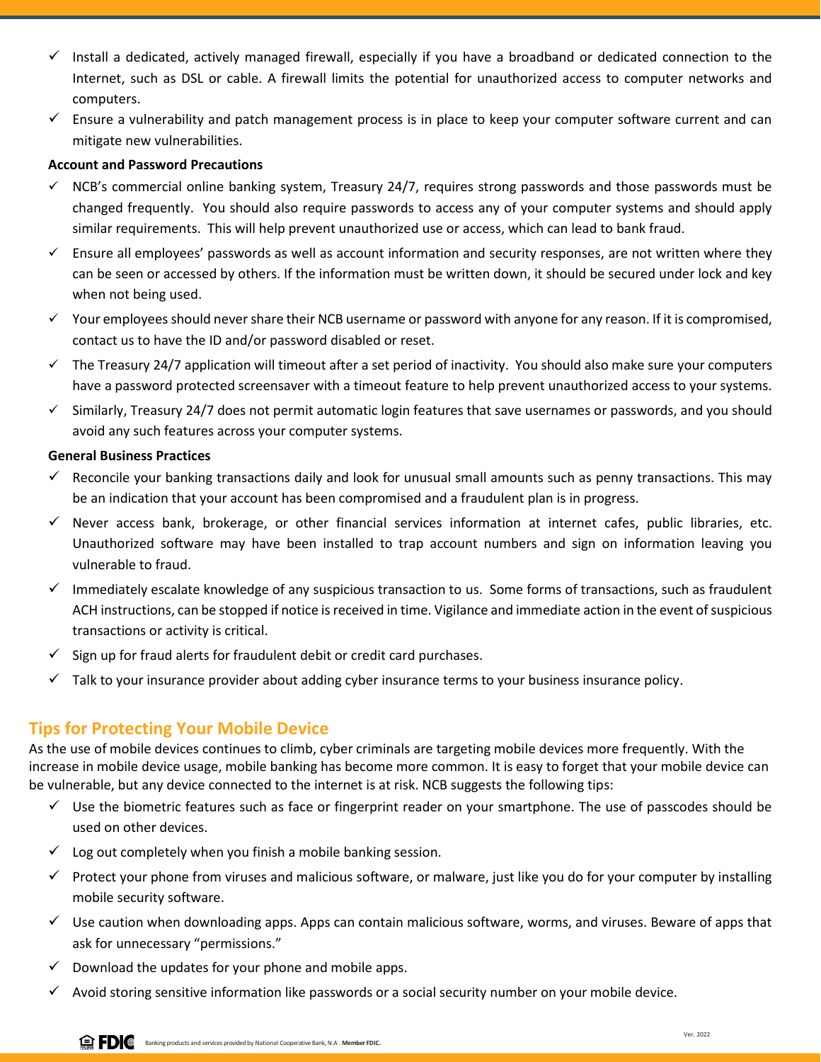- ✓ Install a dedicated, actively managed firewall, especially if you have a broadband or dedicated connection to the Internet, such as DSL or cable. A firewall limits the potential for unauthorized access to computer networks and computers.
- ✓ Ensure a vulnerability and patch management process is in place to keep your computer software current and can mitigate new vulnerabilities.

**Account and Password Precautions**

- ✓ NCB's commercial online banking system, Treasury 24/7, requires strong passwords and those passwords must be changed frequently. You should also require passwords to access any of your computer systems and should apply similar requirements. This will help prevent unauthorized use or access, which can lead to bank fraud.
- ✓ Ensure all employees' passwords as well as account information and security responses, are not written where they can be seen or accessed by others. If the information must be written down, it should be secured under lock and key when not being used.
- ✓ Your employees should never share their NCB username or password with anyone for any reason. If it is compromised, contact us to have the ID and/or password disabled or reset.
- ✓ The Treasury 24/7 application will timeout after a set period of inactivity. You should also make sure your computers have a password protected screensaver with a timeout feature to help prevent unauthorized access to your systems.
- ✓ Similarly, Treasury 24/7 does not permit automatic login features that save usernames or passwords, and you should avoid any such features across your computer systems.

**General Business Practices**

- ✓ Reconcile your banking transactions daily and look for unusual small amounts such as penny transactions. This may be an indication that your account has been compromised and a fraudulent plan is in progress.
- ✓ Never access bank, brokerage, or other financial services information at internet cafes, public libraries, etc. Unauthorized software may have been installed to trap account numbers and sign on information leaving you vulnerable to fraud.
- ✓ Immediately escalate knowledge of any suspicious transaction to us. Some forms of transactions, such as fraudulent ACH instructions, can be stopped if notice is received in time. Vigilance and immediate action in the event of suspicious transactions or activity is critical.
- ✓ Sign up for fraud alerts for fraudulent debit or credit card purchases.
- ✓ Talk to your insurance provider about adding cyber insurance terms to your business insurance policy.

## Tips for Protecting Your Mobile Device

As the use of mobile devices continues to climb, cyber criminals are targeting mobile devices more frequently. With the increase in mobile device usage, mobile banking has become more common. It is easy to forget that your mobile device can be vulnerable, but any device connected to the internet is at risk. NCB suggests the following tips:

- ✓ Use the biometric features such as face or fingerprint reader on your smartphone. The use of passcodes should be used on other devices.
- ✓ Log out completely when you finish a mobile banking session.
- ✓ Protect your phone from viruses and malicious software, or malware, just like you do for your computer by installing mobile security software.
- ✓ Use caution when downloading apps. Apps can contain malicious software, worms, and viruses. Beware of apps that ask for unnecessary "permissions."
- ✓ Download the updates for your phone and mobile apps.
- ✓ Avoid storing sensitive information like passwords or a social security number on your mobile device.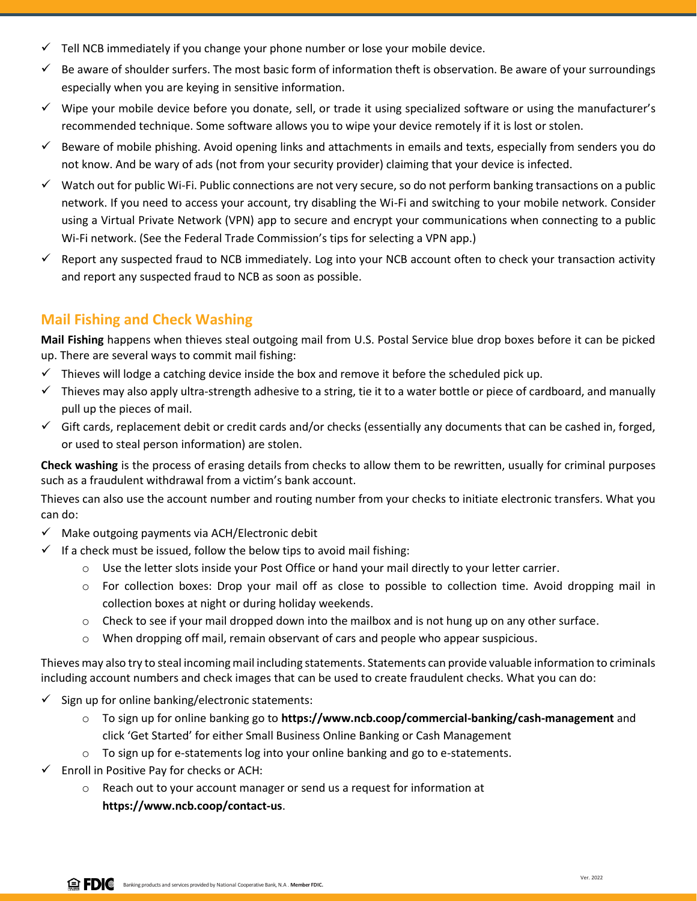- ✓ Tell NCB immediately if you change your phone number or lose your mobile device.
- ✓ Be aware of shoulder surfers. The most basic form of information theft is observation. Be aware of your surroundings especially when you are keying in sensitive information.
- ✓ Wipe your mobile device before you donate, sell, or trade it using specialized software or using the manufacturer's recommended technique. Some software allows you to wipe your device remotely if it is lost or stolen.
- ✓ Beware of mobile phishing. Avoid opening links and attachments in emails and texts, especially from senders you do not know. And be wary of ads (not from your security provider) claiming that your device is infected.
- ✓ Watch out for public Wi-Fi. Public connections are not very secure, so do not perform banking transactions on a public network. If you need to access your account, try disabling the Wi-Fi and switching to your mobile network. Consider using a Virtual Private Network (VPN) app to secure and encrypt your communications when connecting to a public Wi-Fi network. (See the Federal Trade Commission's tips for selecting a VPN app.)
- ✓ Report any suspected fraud to NCB immediately. Log into your NCB account often to check your transaction activity and report any suspected fraud to NCB as soon as possible.

## Mail Fishing and Check Washing

**Mail Fishing** happens when thieves steal outgoing mail from U.S. Postal Service blue drop boxes before it can be picked up. There are several ways to commit mail fishing:

- ✓ Thieves will lodge a catching device inside the box and remove it before the scheduled pick up.
- ✓ Thieves may also apply ultra-strength adhesive to a string, tie it to a water bottle or piece of cardboard, and manually pull up the pieces of mail.
- ✓ Gift cards, replacement debit or credit cards and/or checks (essentially any documents that can be cashed in, forged, or used to steal person information) are stolen.

**Check washing** is the process of erasing details from checks to allow them to be rewritten, usually for criminal purposes such as a fraudulent withdrawal from a victim's bank account.

Thieves can also use the account number and routing number from your checks to initiate electronic transfers. What you can do:

- ✓ Make outgoing payments via ACH/Electronic debit
- ✓ If a check must be issued, follow the below tips to avoid mail fishing:
  - Use the letter slots inside your Post Office or hand your mail directly to your letter carrier.
  - For collection boxes: Drop your mail off as close to possible to collection time. Avoid dropping mail in collection boxes at night or during holiday weekends.
  - Check to see if your mail dropped down into the mailbox and is not hung up on any other surface.
  - When dropping off mail, remain observant of cars and people who appear suspicious.

Thieves may also try to steal incoming mail including statements. Statements can provide valuable information to criminals including account numbers and check images that can be used to create fraudulent checks. What you can do:

- ✓ Sign up for online banking/electronic statements:
  - To sign up for online banking go to **https://www.ncb.coop/commercial-banking/cash-management** and click 'Get Started' for either Small Business Online Banking or Cash Management
  - To sign up for e-statements log into your online banking and go to e-statements.
- ✓ Enroll in Positive Pay for checks or ACH:
  - Reach out to your account manager or send us a request for information at **https://www.ncb.coop/contact-us**.

Banking products and services provided by National Cooperative Bank, N.A. **Member FDIC.**

Ver. 2022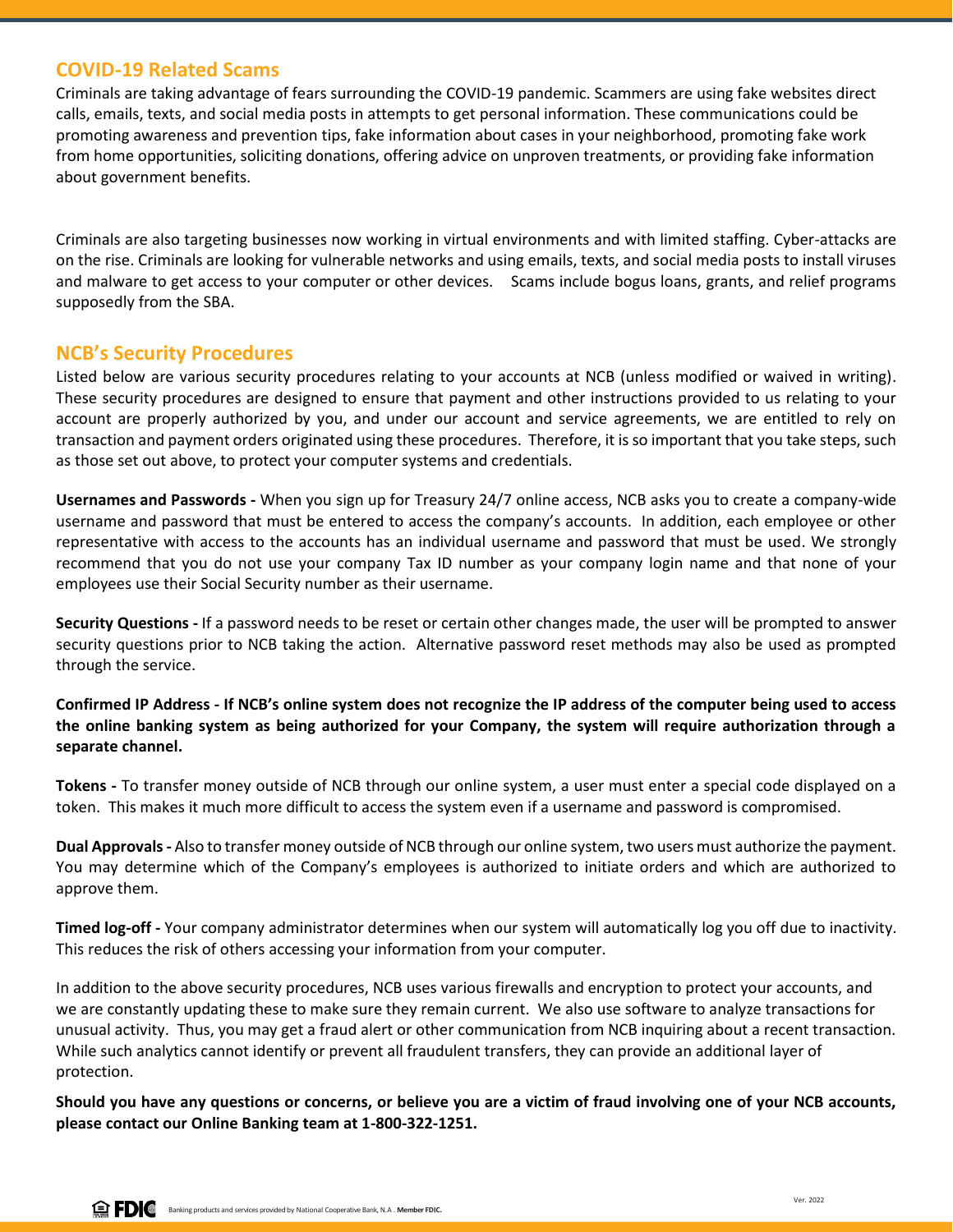## COVID-19 Related Scams

Criminals are taking advantage of fears surrounding the COVID-19 pandemic. Scammers are using fake websites direct calls, emails, texts, and social media posts in attempts to get personal information. These communications could be promoting awareness and prevention tips, fake information about cases in your neighborhood, promoting fake work from home opportunities, soliciting donations, offering advice on unproven treatments, or providing fake information about government benefits.

Criminals are also targeting businesses now working in virtual environments and with limited staffing. Cyber-attacks are on the rise. Criminals are looking for vulnerable networks and using emails, texts, and social media posts to install viruses and malware to get access to your computer or other devices. Scams include bogus loans, grants, and relief programs supposedly from the SBA.

## NCB's Security Procedures

Listed below are various security procedures relating to your accounts at NCB (unless modified or waived in writing). These security procedures are designed to ensure that payment and other instructions provided to us relating to your account are properly authorized by you, and under our account and service agreements, we are entitled to rely on transaction and payment orders originated using these procedures. Therefore, it is so important that you take steps, such as those set out above, to protect your computer systems and credentials.

**Usernames and Passwords -** When you sign up for Treasury 24/7 online access, NCB asks you to create a company-wide username and password that must be entered to access the company's accounts. In addition, each employee or other representative with access to the accounts has an individual username and password that must be used. We strongly recommend that you do not use your company Tax ID number as your company login name and that none of your employees use their Social Security number as their username.

**Security Questions -** If a password needs to be reset or certain other changes made, the user will be prompted to answer security questions prior to NCB taking the action. Alternative password reset methods may also be used as prompted through the service.

**Confirmed IP Address - If NCB's online system does not recognize the IP address of the computer being used to access the online banking system as being authorized for your Company, the system will require authorization through a separate channel.**

**Tokens -** To transfer money outside of NCB through our online system, a user must enter a special code displayed on a token. This makes it much more difficult to access the system even if a username and password is compromised.

**Dual Approvals -** Also to transfer money outside of NCB through our online system, two users must authorize the payment. You may determine which of the Company's employees is authorized to initiate orders and which are authorized to approve them.

**Timed log-off -** Your company administrator determines when our system will automatically log you off due to inactivity. This reduces the risk of others accessing your information from your computer.

In addition to the above security procedures, NCB uses various firewalls and encryption to protect your accounts, and we are constantly updating these to make sure they remain current. We also use software to analyze transactions for unusual activity. Thus, you may get a fraud alert or other communication from NCB inquiring about a recent transaction. While such analytics cannot identify or prevent all fraudulent transfers, they can provide an additional layer of protection.

**Should you have any questions or concerns, or believe you are a victim of fraud involving one of your NCB accounts, please contact our Online Banking team at 1-800-322-1251.**

Banking products and services provided by National Cooperative Bank, N.A. **Member FDIC.**

Ver. 2022